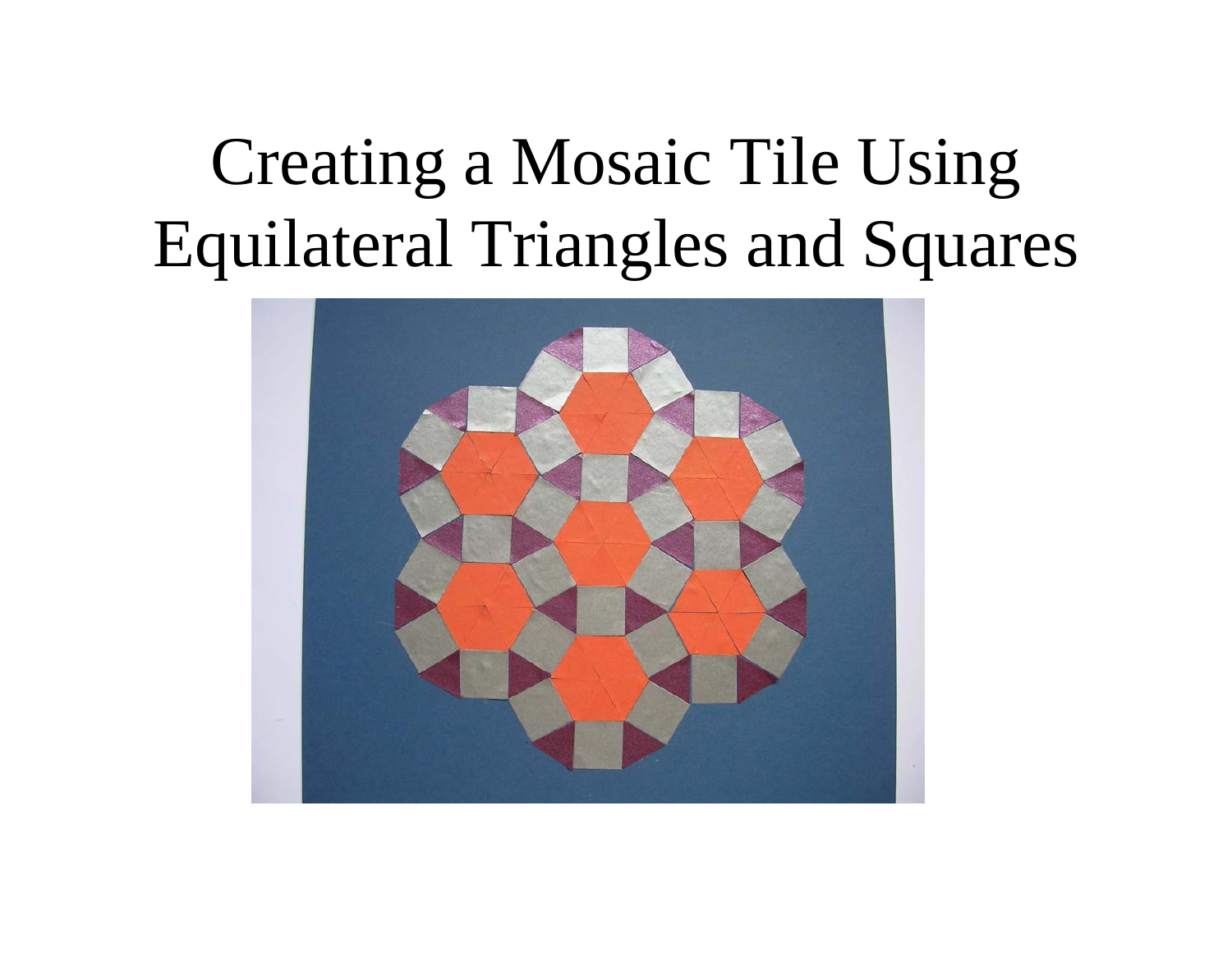# Creating a Mosaic Tile Using Equilateral Triangles and Squares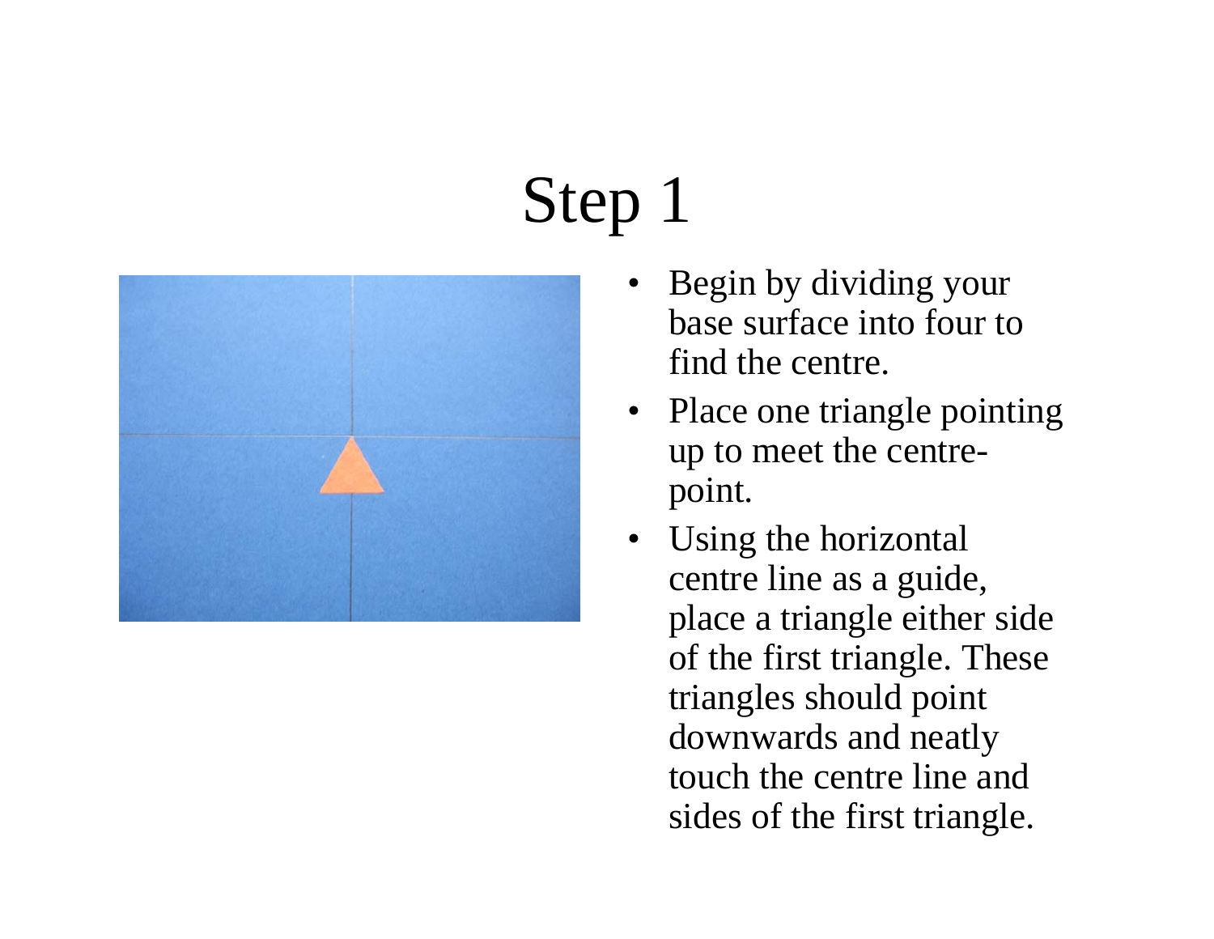# Step 1

- Begin by dividing your base surface into four to find the centre.
- Place one triangle pointing up to meet the centre-point.
- Using the horizontal centre line as a guide, place a triangle either side of the first triangle. These triangles should point downwards and neatly touch the centre line and sides of the first triangle.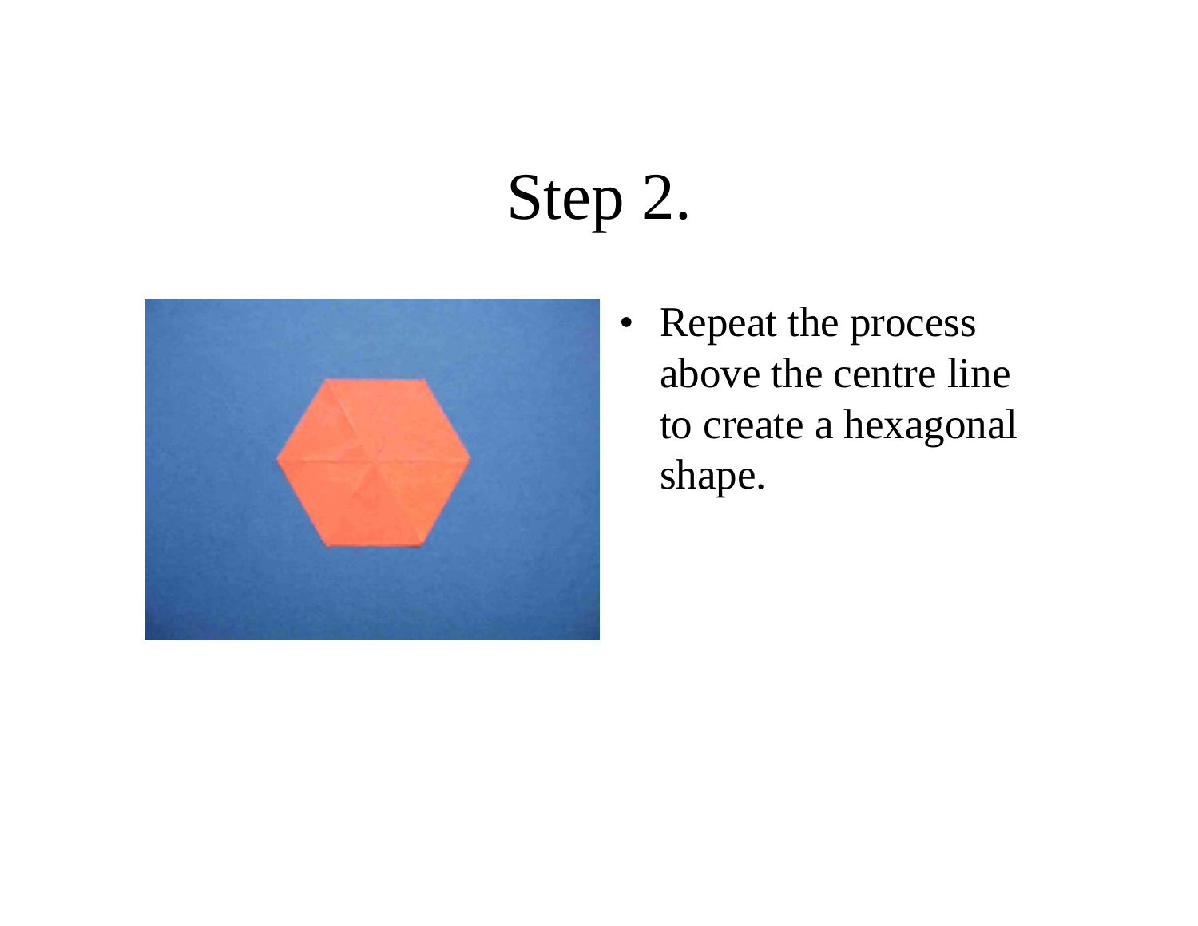# Step 2.

- Repeat the process above the centre line to create a hexagonal shape.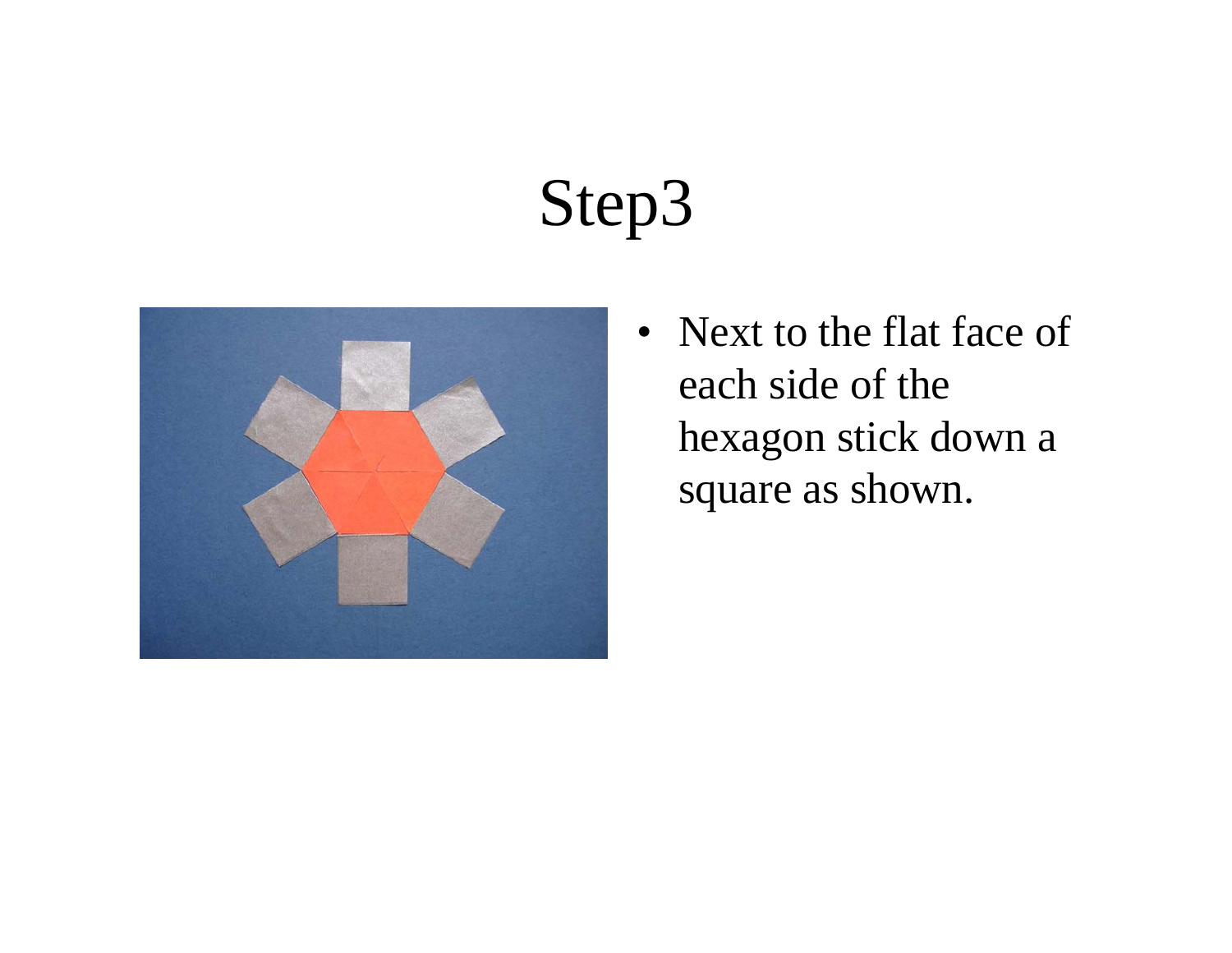# Step3

- Next to the flat face of each side of the hexagon stick down a square as shown.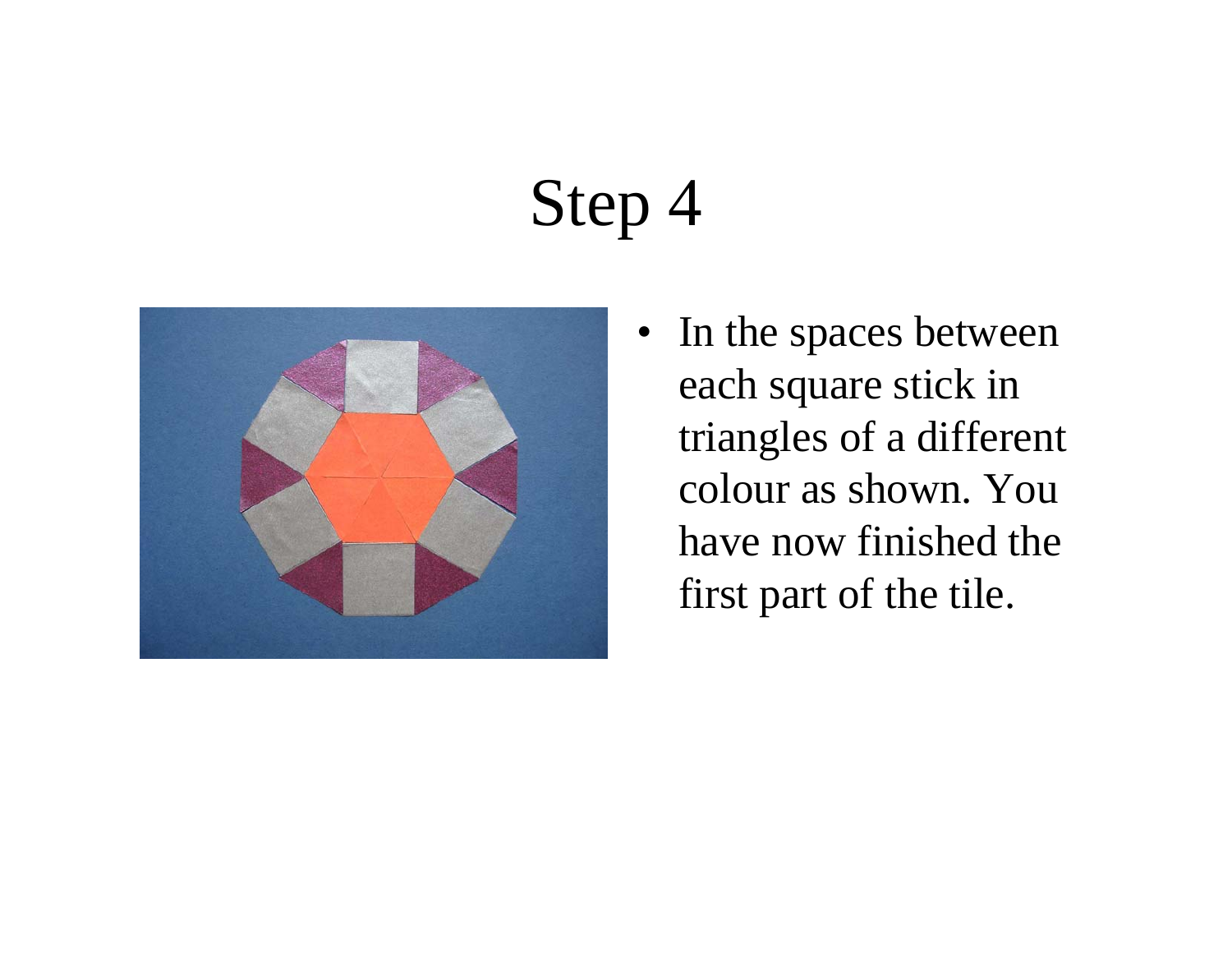# Step 4

- In the spaces between each square stick in triangles of a different colour as shown. You have now finished the first part of the tile.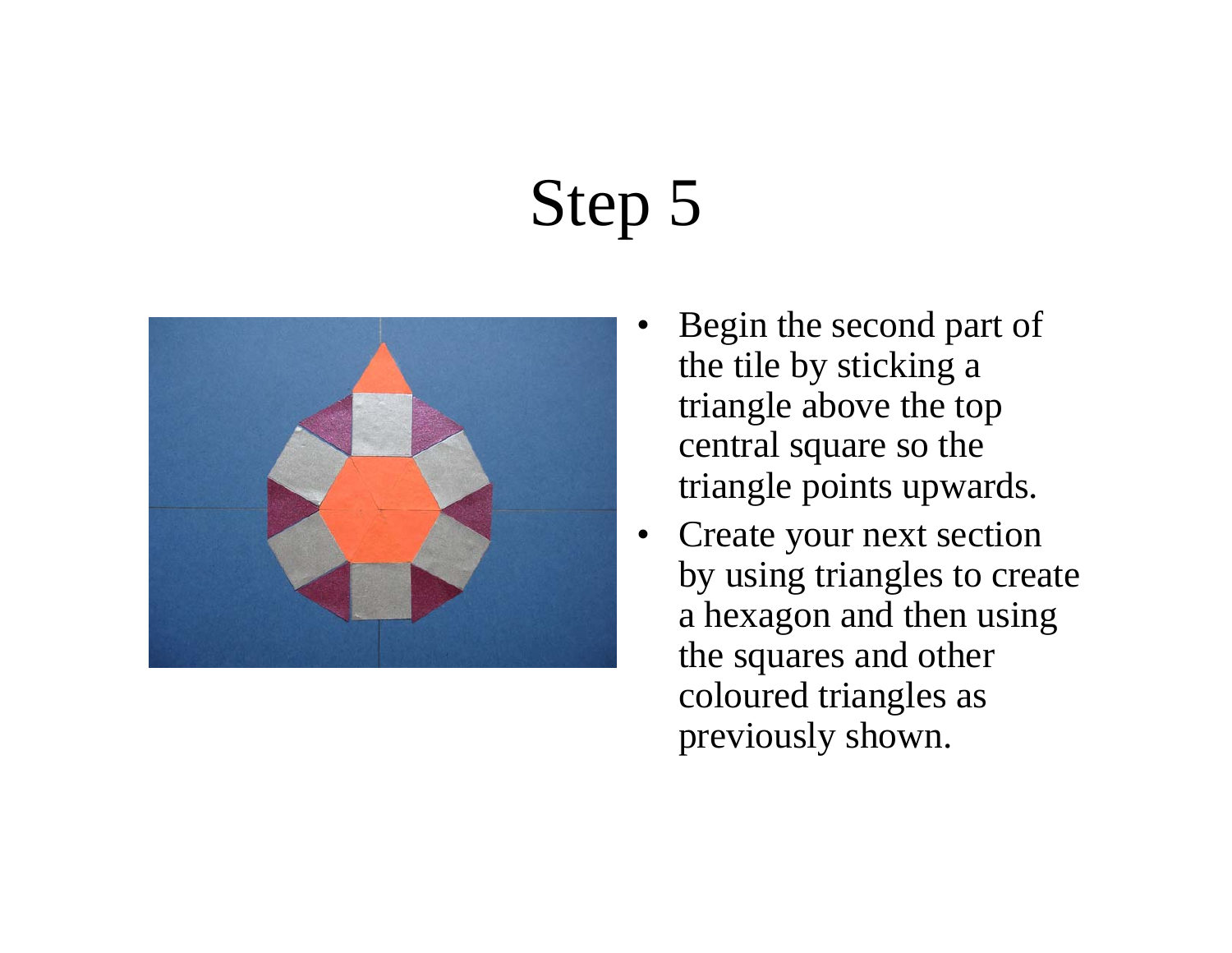# Step 5

- Begin the second part of the tile by sticking a triangle above the top central square so the triangle points upwards.
- Create your next section by using triangles to create a hexagon and then using the squares and other coloured triangles as previously shown.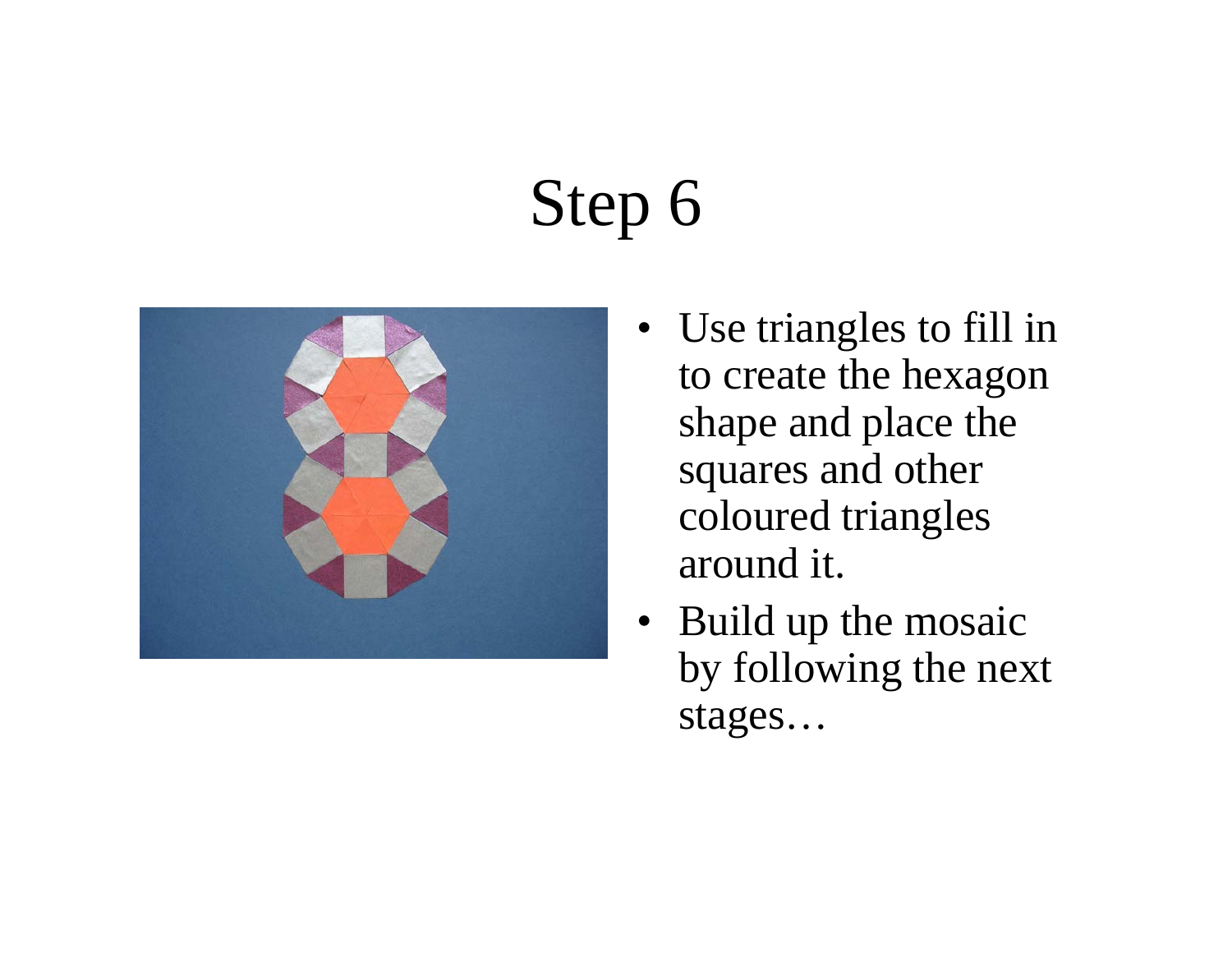# Step 6

- Use triangles to fill in to create the hexagon shape and place the squares and other coloured triangles around it.
- Build up the mosaic by following the next stages…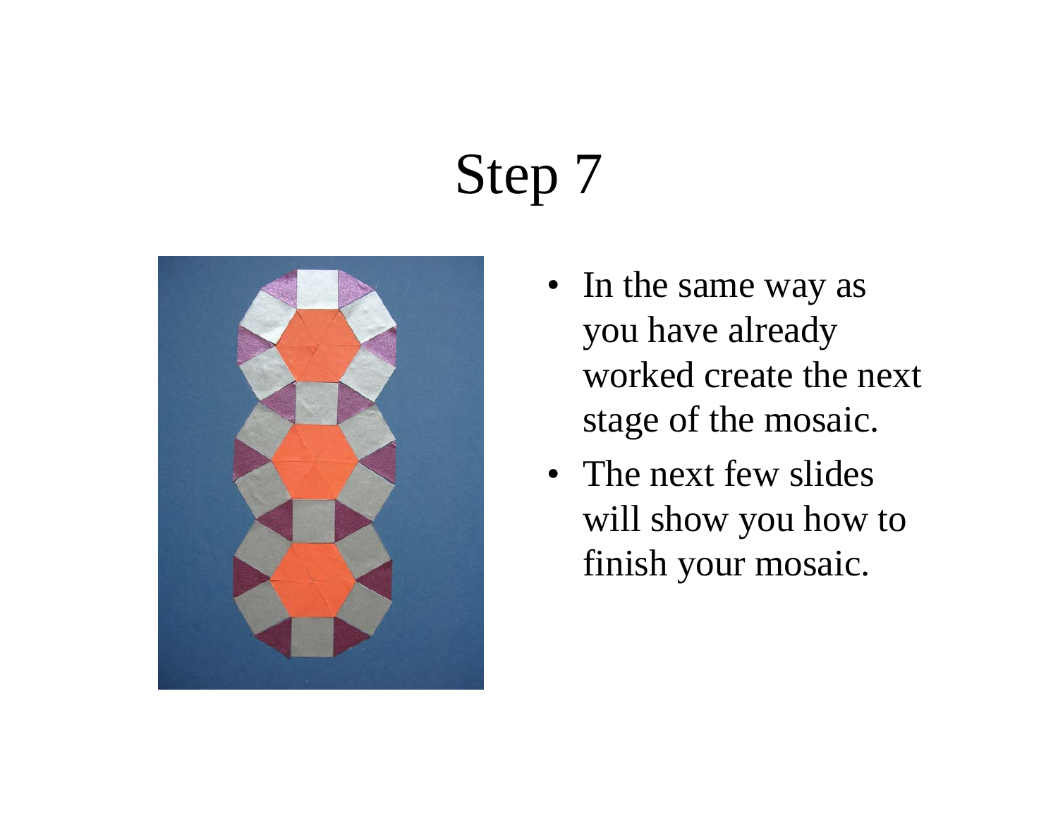# Step 7

- In the same way as you have already worked create the next stage of the mosaic.
- The next few slides will show you how to finish your mosaic.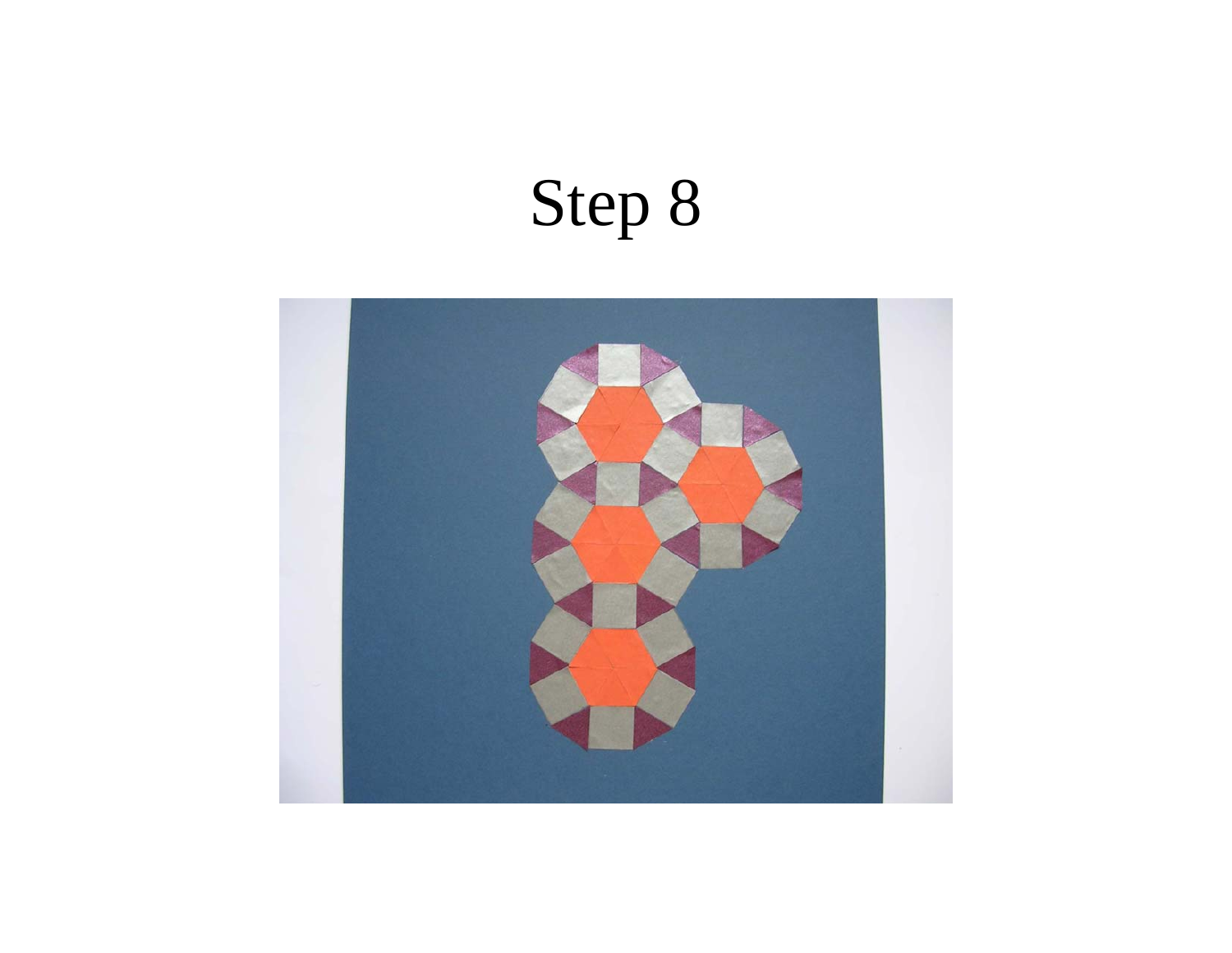# Step 8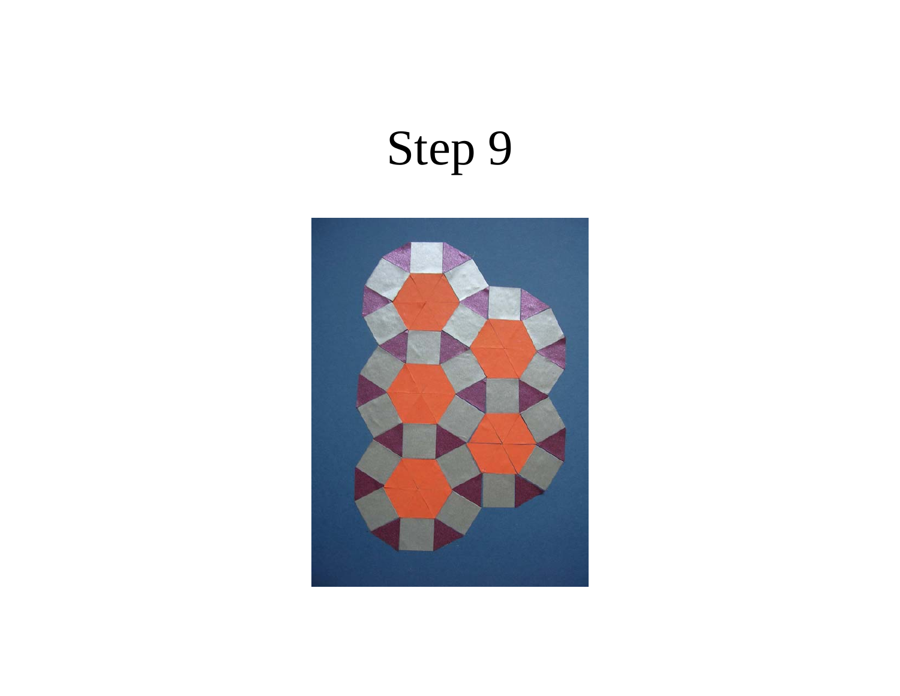# Step 9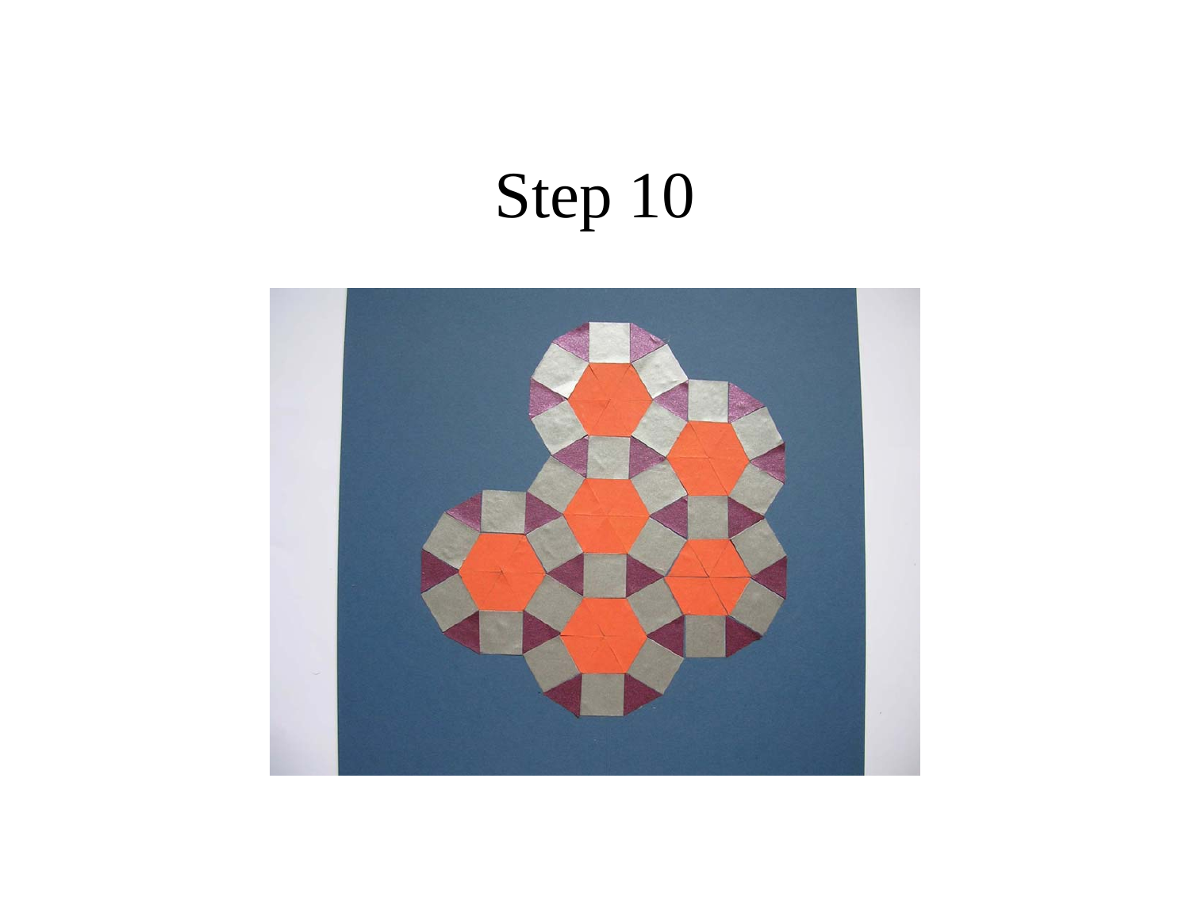# Step 10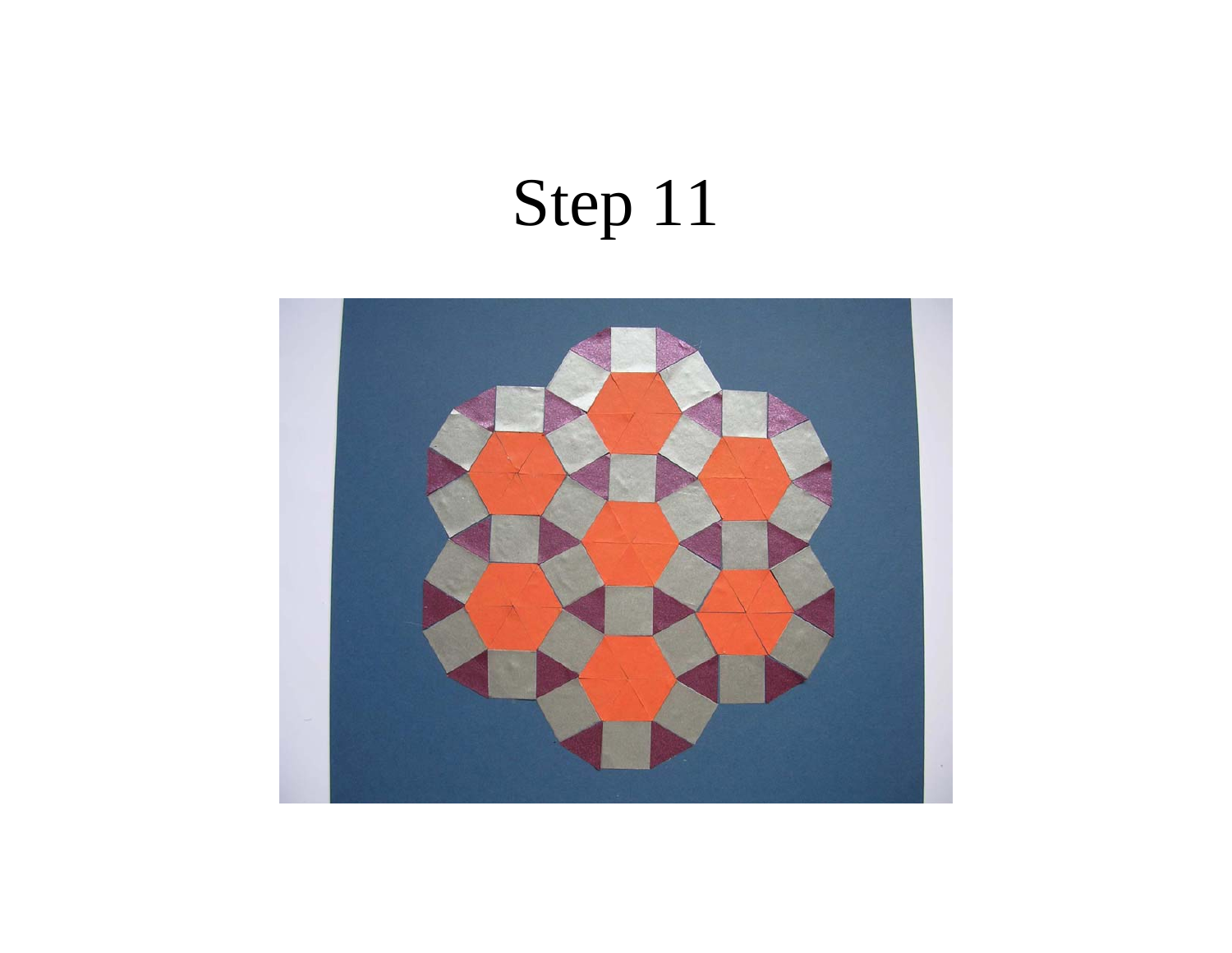# Step 11